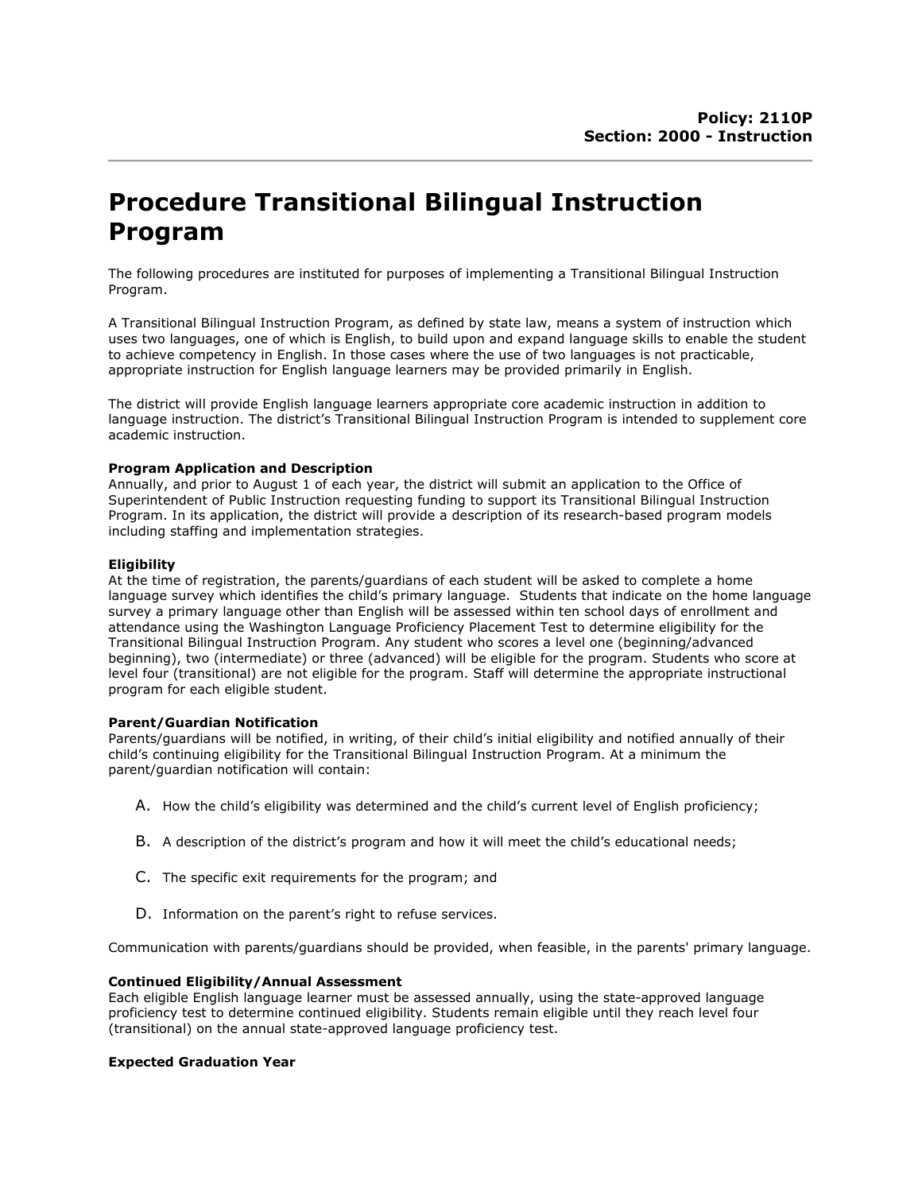**Policy: 2110P**
**Section: 2000 - Instruction**

# Procedure Transitional Bilingual Instruction Program

The following procedures are instituted for purposes of implementing a Transitional Bilingual Instruction Program.

A Transitional Bilingual Instruction Program, as defined by state law, means a system of instruction which uses two languages, one of which is English, to build upon and expand language skills to enable the student to achieve competency in English. In those cases where the use of two languages is not practicable, appropriate instruction for English language learners may be provided primarily in English.

The district will provide English language learners appropriate core academic instruction in addition to language instruction. The district's Transitional Bilingual Instruction Program is intended to supplement core academic instruction.

**Program Application and Description**
Annually, and prior to August 1 of each year, the district will submit an application to the Office of Superintendent of Public Instruction requesting funding to support its Transitional Bilingual Instruction Program. In its application, the district will provide a description of its research-based program models including staffing and implementation strategies.

**Eligibility**
At the time of registration, the parents/guardians of each student will be asked to complete a home language survey which identifies the child's primary language. Students that indicate on the home language survey a primary language other than English will be assessed within ten school days of enrollment and attendance using the Washington Language Proficiency Placement Test to determine eligibility for the Transitional Bilingual Instruction Program. Any student who scores a level one (beginning/advanced beginning), two (intermediate) or three (advanced) will be eligible for the program. Students who score at level four (transitional) are not eligible for the program. Staff will determine the appropriate instructional program for each eligible student.

**Parent/Guardian Notification**
Parents/guardians will be notified, in writing, of their child's initial eligibility and notified annually of their child's continuing eligibility for the Transitional Bilingual Instruction Program. At a minimum the parent/guardian notification will contain:

A. How the child's eligibility was determined and the child's current level of English proficiency;

B. A description of the district's program and how it will meet the child's educational needs;

C. The specific exit requirements for the program; and

D. Information on the parent's right to refuse services.

Communication with parents/guardians should be provided, when feasible, in the parents' primary language.

**Continued Eligibility/Annual Assessment**
Each eligible English language learner must be assessed annually, using the state-approved language proficiency test to determine continued eligibility. Students remain eligible until they reach level four (transitional) on the annual state-approved language proficiency test.

**Expected Graduation Year**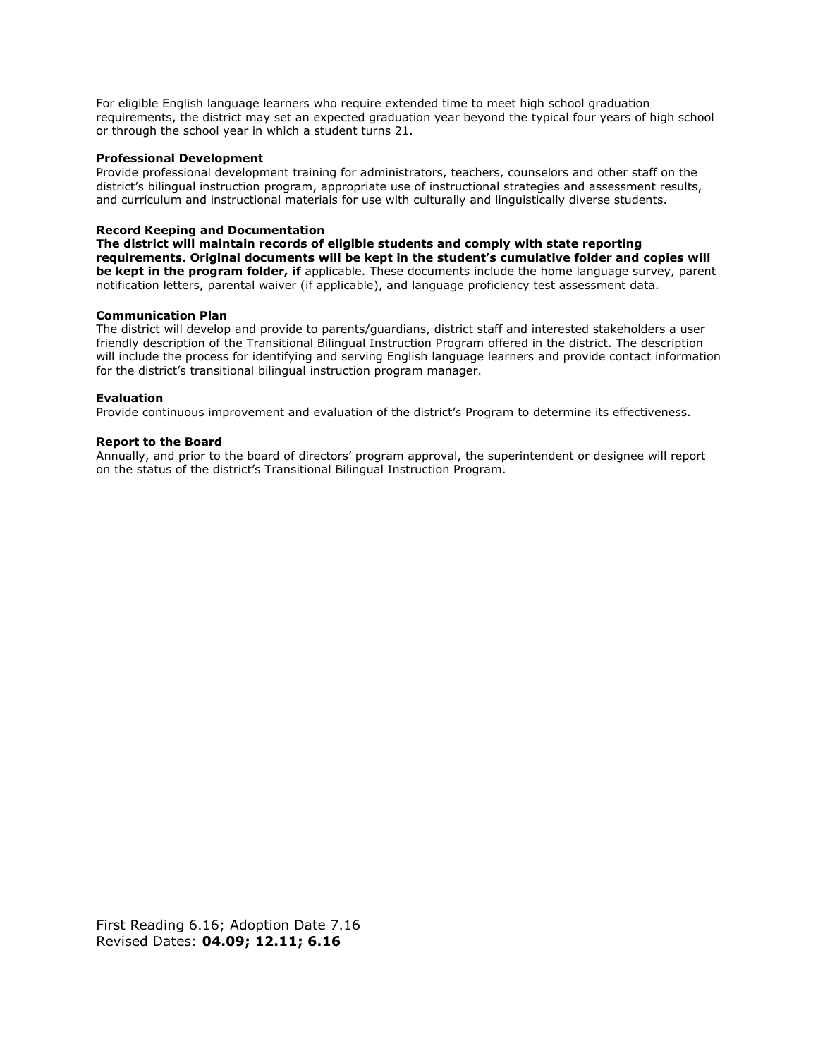For eligible English language learners who require extended time to meet high school graduation requirements, the district may set an expected graduation year beyond the typical four years of high school or through the school year in which a student turns 21.

**Professional Development**
Provide professional development training for administrators, teachers, counselors and other staff on the district's bilingual instruction program, appropriate use of instructional strategies and assessment results, and curriculum and instructional materials for use with culturally and linguistically diverse students.

**Record Keeping and Documentation**
**The district will maintain records of eligible students and comply with state reporting requirements. Original documents will be kept in the student's cumulative folder and copies will be kept in the program folder, if** applicable. These documents include the home language survey, parent notification letters, parental waiver (if applicable), and language proficiency test assessment data.

**Communication Plan**
The district will develop and provide to parents/guardians, district staff and interested stakeholders a user friendly description of the Transitional Bilingual Instruction Program offered in the district. The description will include the process for identifying and serving English language learners and provide contact information for the district's transitional bilingual instruction program manager.

**Evaluation**
Provide continuous improvement and evaluation of the district's Program to determine its effectiveness.

**Report to the Board**
Annually, and prior to the board of directors' program approval, the superintendent or designee will report on the status of the district's Transitional Bilingual Instruction Program.

First Reading 6.16; Adoption Date 7.16
Revised Dates: **04.09; 12.11; 6.16**